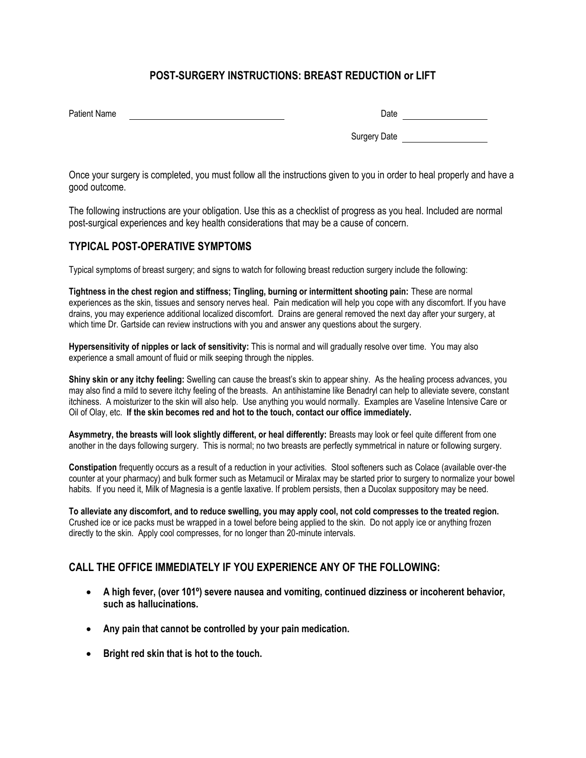# POST-SURGERY INSTRUCTIONS: BREAST REDUCTION or LIFT

Patient Name ______________________________ Date ________________

Surgery Date ________________

Once your surgery is completed, you must follow all the instructions given to you in order to heal properly and have a good outcome.

The following instructions are your obligation. Use this as a checklist of progress as you heal. Included are normal post-surgical experiences and key health considerations that may be a cause of concern.

## TYPICAL POST-OPERATIVE SYMPTOMS

Typical symptoms of breast surgery; and signs to watch for following breast reduction surgery include the following:

**Tightness in the chest region and stiffness; Tingling, burning or intermittent shooting pain:** These are normal experiences as the skin, tissues and sensory nerves heal. Pain medication will help you cope with any discomfort. If you have drains, you may experience additional localized discomfort. Drains are general removed the next day after your surgery, at which time Dr. Gartside can review instructions with you and answer any questions about the surgery.

**Hypersensitivity of nipples or lack of sensitivity:** This is normal and will gradually resolve over time. You may also experience a small amount of fluid or milk seeping through the nipples.

**Shiny skin or any itchy feeling:** Swelling can cause the breast's skin to appear shiny. As the healing process advances, you may also find a mild to severe itchy feeling of the breasts. An antihistamine like Benadryl can help to alleviate severe, constant itchiness. A moisturizer to the skin will also help. Use anything you would normally. Examples are Vaseline Intensive Care or Oil of Olay, etc. **If the skin becomes red and hot to the touch, contact our office immediately.**

**Asymmetry, the breasts will look slightly different, or heal differently:** Breasts may look or feel quite different from one another in the days following surgery. This is normal; no two breasts are perfectly symmetrical in nature or following surgery.

**Constipation** frequently occurs as a result of a reduction in your activities. Stool softeners such as Colace (available over-the counter at your pharmacy) and bulk former such as Metamucil or Miralax may be started prior to surgery to normalize your bowel habits. If you need it, Milk of Magnesia is a gentle laxative. If problem persists, then a Ducolax suppository may be need.

**To alleviate any discomfort, and to reduce swelling, you may apply cool, not cold compresses to the treated region.** Crushed ice or ice packs must be wrapped in a towel before being applied to the skin. Do not apply ice or anything frozen directly to the skin. Apply cool compresses, for no longer than 20-minute intervals.

## CALL THE OFFICE IMMEDIATELY IF YOU EXPERIENCE ANY OF THE FOLLOWING:

- **A high fever, (over 101º) severe nausea and vomiting, continued dizziness or incoherent behavior, such as hallucinations.**
- **Any pain that cannot be controlled by your pain medication.**
- **Bright red skin that is hot to the touch.**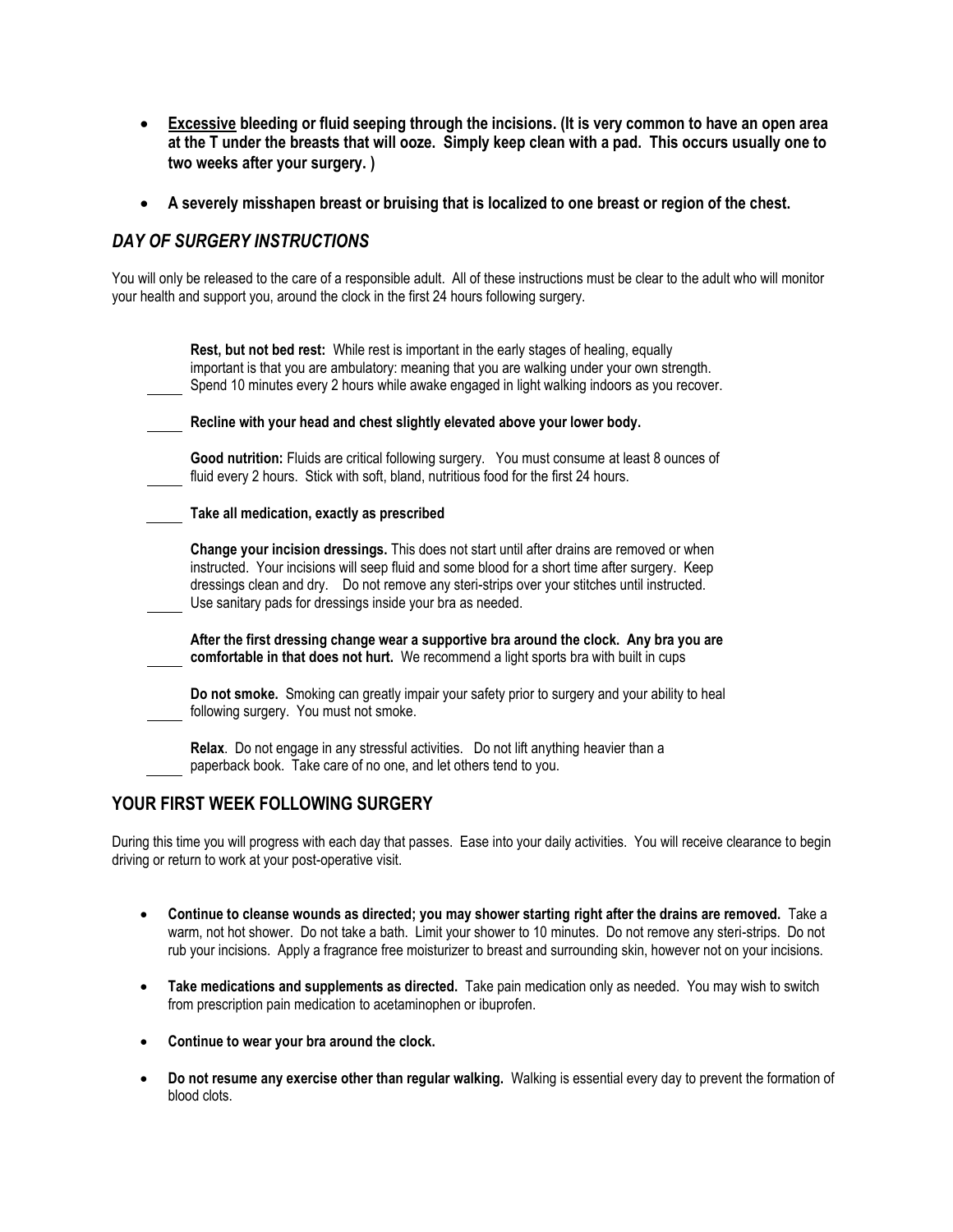- **<u>Excessive</u> bleeding or fluid seeping through the incisions. (It is very common to have an open area at the T under the breasts that will ooze. Simply keep clean with a pad. This occurs usually one to two weeks after your surgery. )**

- **A severely misshapen breast or bruising that is localized to one breast or region of the chest.**

## *DAY OF SURGERY INSTRUCTIONS*

You will only be released to the care of a responsible adult. All of these instructions must be clear to the adult who will monitor your health and support you, around the clock in the first 24 hours following surgery.

_____ **Rest, but not bed rest:** While rest is important in the early stages of healing, equally important is that you are ambulatory: meaning that you are walking under your own strength. Spend 10 minutes every 2 hours while awake engaged in light walking indoors as you recover.

_____ **Recline with your head and chest slightly elevated above your lower body.**

_____ **Good nutrition:** Fluids are critical following surgery. You must consume at least 8 ounces of fluid every 2 hours. Stick with soft, bland, nutritious food for the first 24 hours.

_____ **Take all medication, exactly as prescribed**

_____ **Change your incision dressings.** This does not start until after drains are removed or when instructed. Your incisions will seep fluid and some blood for a short time after surgery. Keep dressings clean and dry. Do not remove any steri-strips over your stitches until instructed. Use sanitary pads for dressings inside your bra as needed.

_____ **After the first dressing change wear a supportive bra around the clock. Any bra you are comfortable in that does not hurt.** We recommend a light sports bra with built in cups

_____ **Do not smoke.** Smoking can greatly impair your safety prior to surgery and your ability to heal following surgery. You must not smoke.

_____ **Relax**. Do not engage in any stressful activities. Do not lift anything heavier than a paperback book. Take care of no one, and let others tend to you.

## YOUR FIRST WEEK FOLLOWING SURGERY

During this time you will progress with each day that passes. Ease into your daily activities. You will receive clearance to begin driving or return to work at your post-operative visit.

- **Continue to cleanse wounds as directed; you may shower starting right after the drains are removed.** Take a warm, not hot shower. Do not take a bath. Limit your shower to 10 minutes. Do not remove any steri-strips. Do not rub your incisions. Apply a fragrance free moisturizer to breast and surrounding skin, however not on your incisions.

- **Take medications and supplements as directed.** Take pain medication only as needed. You may wish to switch from prescription pain medication to acetaminophen or ibuprofen.

- **Continue to wear your bra around the clock.**

- **Do not resume any exercise other than regular walking.** Walking is essential every day to prevent the formation of blood clots.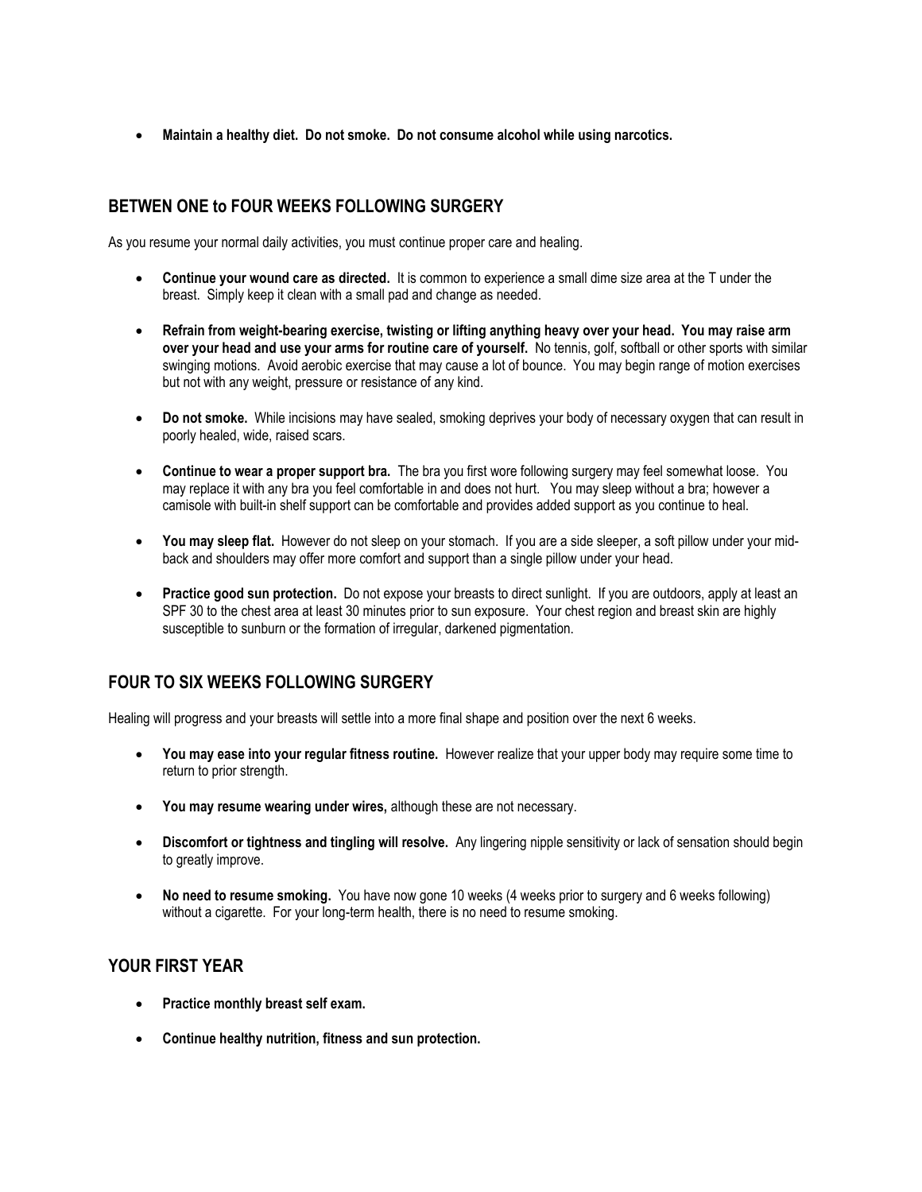- **Maintain a healthy diet. Do not smoke. Do not consume alcohol while using narcotics.**

## BETWEN ONE to FOUR WEEKS FOLLOWING SURGERY

As you resume your normal daily activities, you must continue proper care and healing.

- **Continue your wound care as directed.** It is common to experience a small dime size area at the T under the breast. Simply keep it clean with a small pad and change as needed.

- **Refrain from weight-bearing exercise, twisting or lifting anything heavy over your head. You may raise arm over your head and use your arms for routine care of yourself.** No tennis, golf, softball or other sports with similar swinging motions. Avoid aerobic exercise that may cause a lot of bounce. You may begin range of motion exercises but not with any weight, pressure or resistance of any kind.

- **Do not smoke.** While incisions may have sealed, smoking deprives your body of necessary oxygen that can result in poorly healed, wide, raised scars.

- **Continue to wear a proper support bra.** The bra you first wore following surgery may feel somewhat loose. You may replace it with any bra you feel comfortable in and does not hurt. You may sleep without a bra; however a camisole with built-in shelf support can be comfortable and provides added support as you continue to heal.

- **You may sleep flat.** However do not sleep on your stomach. If you are a side sleeper, a soft pillow under your mid-back and shoulders may offer more comfort and support than a single pillow under your head.

- **Practice good sun protection.** Do not expose your breasts to direct sunlight. If you are outdoors, apply at least an SPF 30 to the chest area at least 30 minutes prior to sun exposure. Your chest region and breast skin are highly susceptible to sunburn or the formation of irregular, darkened pigmentation.

## FOUR TO SIX WEEKS FOLLOWING SURGERY

Healing will progress and your breasts will settle into a more final shape and position over the next 6 weeks.

- **You may ease into your regular fitness routine.** However realize that your upper body may require some time to return to prior strength.

- **You may resume wearing under wires,** although these are not necessary.

- **Discomfort or tightness and tingling will resolve.** Any lingering nipple sensitivity or lack of sensation should begin to greatly improve.

- **No need to resume smoking.** You have now gone 10 weeks (4 weeks prior to surgery and 6 weeks following) without a cigarette. For your long-term health, there is no need to resume smoking.

## YOUR FIRST YEAR

- **Practice monthly breast self exam.**

- **Continue healthy nutrition, fitness and sun protection.**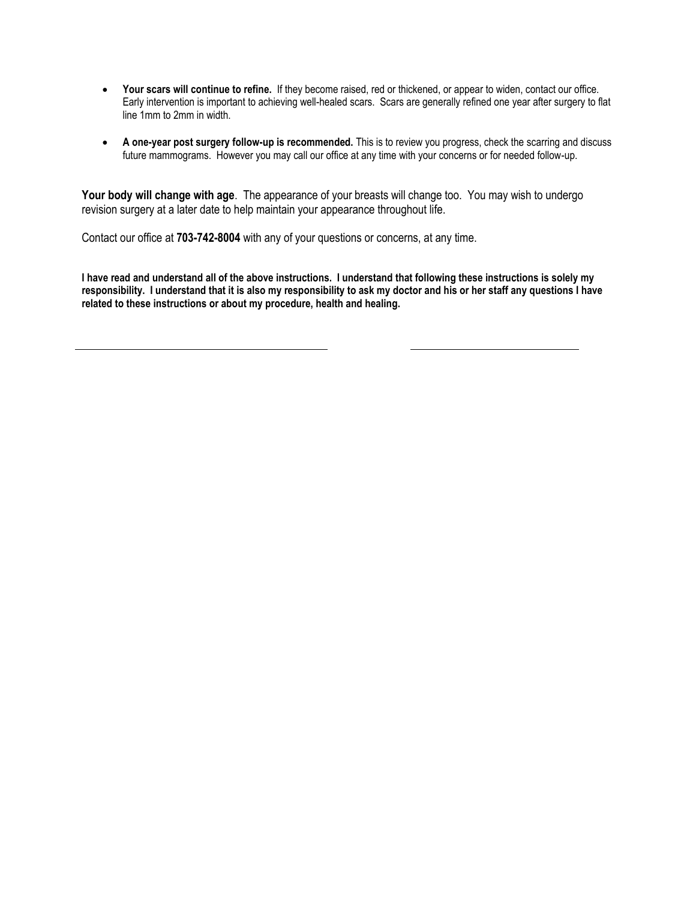- **Your scars will continue to refine.** If they become raised, red or thickened, or appear to widen, contact our office. Early intervention is important to achieving well-healed scars. Scars are generally refined one year after surgery to flat line 1mm to 2mm in width.

- **A one-year post surgery follow-up is recommended.** This is to review you progress, check the scarring and discuss future mammograms. However you may call our office at any time with your concerns or for needed follow-up.

**Your body will change with age**. The appearance of your breasts will change too. You may wish to undergo revision surgery at a later date to help maintain your appearance throughout life.

Contact our office at **703-742-8004** with any of your questions or concerns, at any time.

**I have read and understand all of the above instructions. I understand that following these instructions is solely my responsibility. I understand that it is also my responsibility to ask my doctor and his or her staff any questions I have related to these instructions or about my procedure, health and healing.**

\_\_\_\_\_\_\_\_\_\_\_\_\_\_\_\_\_\_\_\_\_\_\_\_\_\_\_\_\_\_\_\_\_\_\_\_\_\_\_\_ \_\_\_\_\_\_\_\_\_\_\_\_\_\_\_\_\_\_\_\_\_\_\_\_\_\_\_